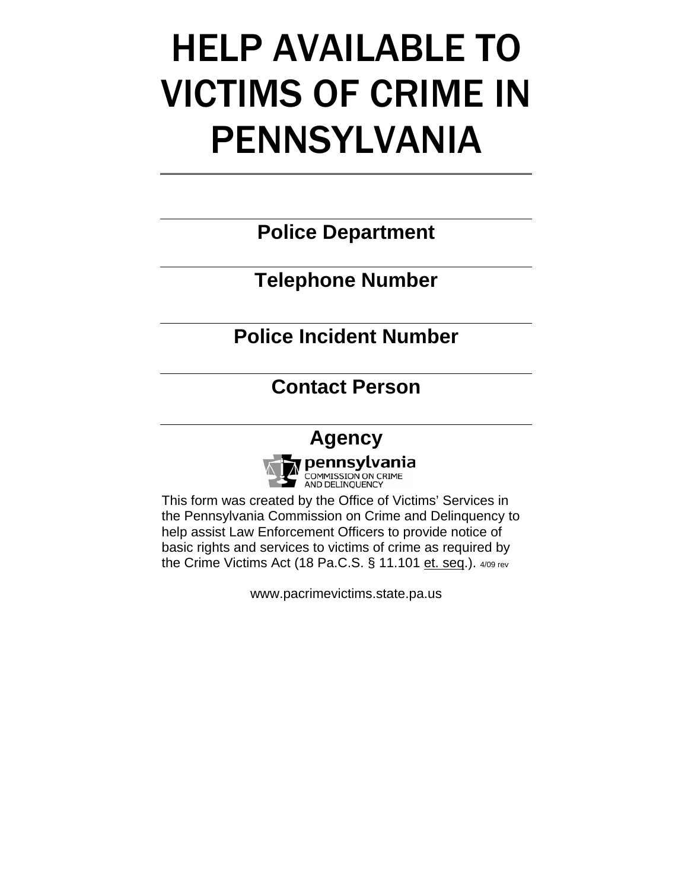# HELP AVAILABLE TO VICTIMS OF CRIME IN PENNSYLVANIA

---

**Police Department**

---

**Telephone Number**

---

**Police Incident Number**

---

**Contact Person**

---

**Agency**

pennsylvania
COMMISSION ON CRIME
AND DELINQUENCY

This form was created by the Office of Victims' Services in the Pennsylvania Commission on Crime and Delinquency to help assist Law Enforcement Officers to provide notice of basic rights and services to victims of crime as required by the Crime Victims Act (18 Pa.C.S. § 11.101 et. seq.). 4/09 rev

www.pacrimevictims.state.pa.us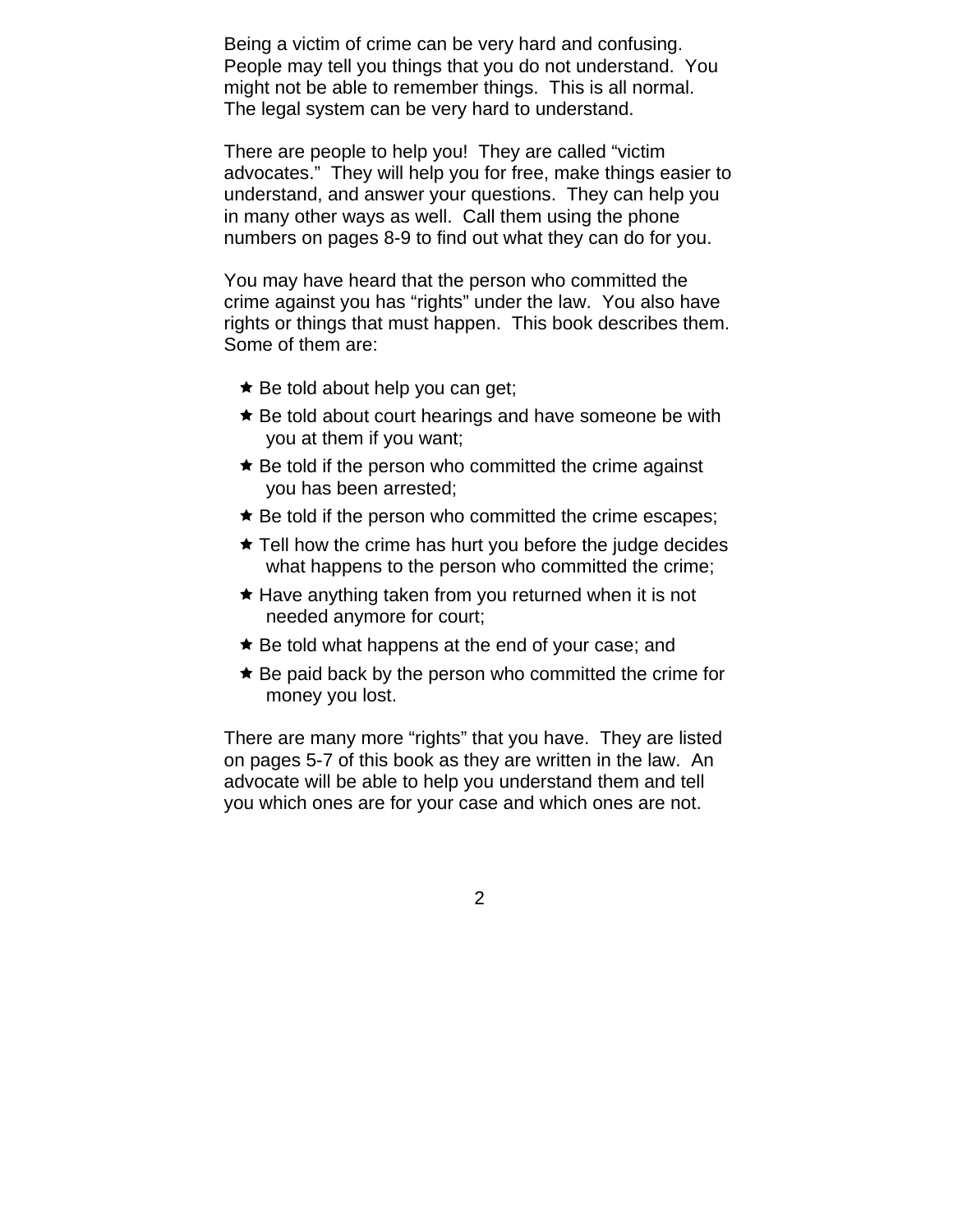Being a victim of crime can be very hard and confusing. People may tell you things that you do not understand. You might not be able to remember things. This is all normal. The legal system can be very hard to understand.

There are people to help you! They are called “victim advocates.” They will help you for free, make things easier to understand, and answer your questions. They can help you in many other ways as well. Call them using the phone numbers on pages 8-9 to find out what they can do for you.

You may have heard that the person who committed the crime against you has “rights” under the law. You also have rights or things that must happen. This book describes them. Some of them are:

- ★ Be told about help you can get;
- ★ Be told about court hearings and have someone be with you at them if you want;
- ★ Be told if the person who committed the crime against you has been arrested;
- ★ Be told if the person who committed the crime escapes;
- ★ Tell how the crime has hurt you before the judge decides what happens to the person who committed the crime;
- ★ Have anything taken from you returned when it is not needed anymore for court;
- ★ Be told what happens at the end of your case; and
- ★ Be paid back by the person who committed the crime for money you lost.

There are many more “rights” that you have. They are listed on pages 5-7 of this book as they are written in the law. An advocate will be able to help you understand them and tell you which ones are for your case and which ones are not.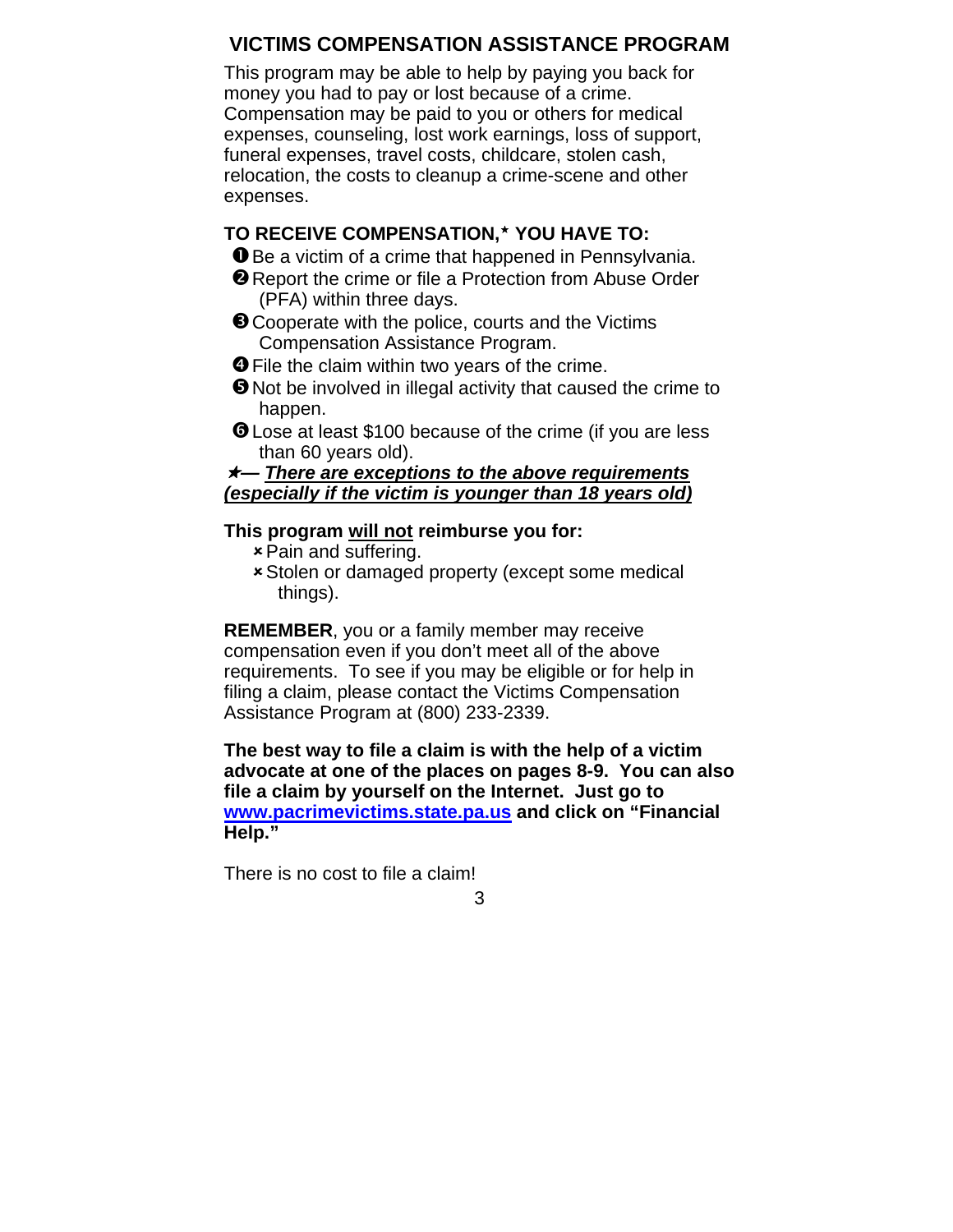## VICTIMS COMPENSATION ASSISTANCE PROGRAM

This program may be able to help by paying you back for money you had to pay or lost because of a crime. Compensation may be paid to you or others for medical expenses, counseling, lost work earnings, loss of support, funeral expenses, travel costs, childcare, stolen cash, relocation, the costs to cleanup a crime-scene and other expenses.

**TO RECEIVE COMPENSATION,\* YOU HAVE TO:**

1. Be a victim of a crime that happened in Pennsylvania.
2. Report the crime or file a Protection from Abuse Order (PFA) within three days.
3. Cooperate with the police, courts and the Victims Compensation Assistance Program.
4. File the claim within two years of the crime.
5. Not be involved in illegal activity that caused the crime to happen.
6. Lose at least $100 because of the crime (if you are less than 60 years old).

***— <u>There are exceptions to the above requirements (especially if the victim is younger than 18 years old)</u>***

**This program <u>will not</u> reimburse you for:**

- Pain and suffering.
- Stolen or damaged property (except some medical things).

**REMEMBER**, you or a family member may receive compensation even if you don't meet all of the above requirements. To see if you may be eligible or for help in filing a claim, please contact the Victims Compensation Assistance Program at (800) 233-2339.

**The best way to file a claim is with the help of a victim advocate at one of the places on pages 8-9. You can also file a claim by yourself on the Internet. Just go to [www.pacrimevictims.state.pa.us](http://www.pacrimevictims.state.pa.us) and click on "Financial Help."**

There is no cost to file a claim!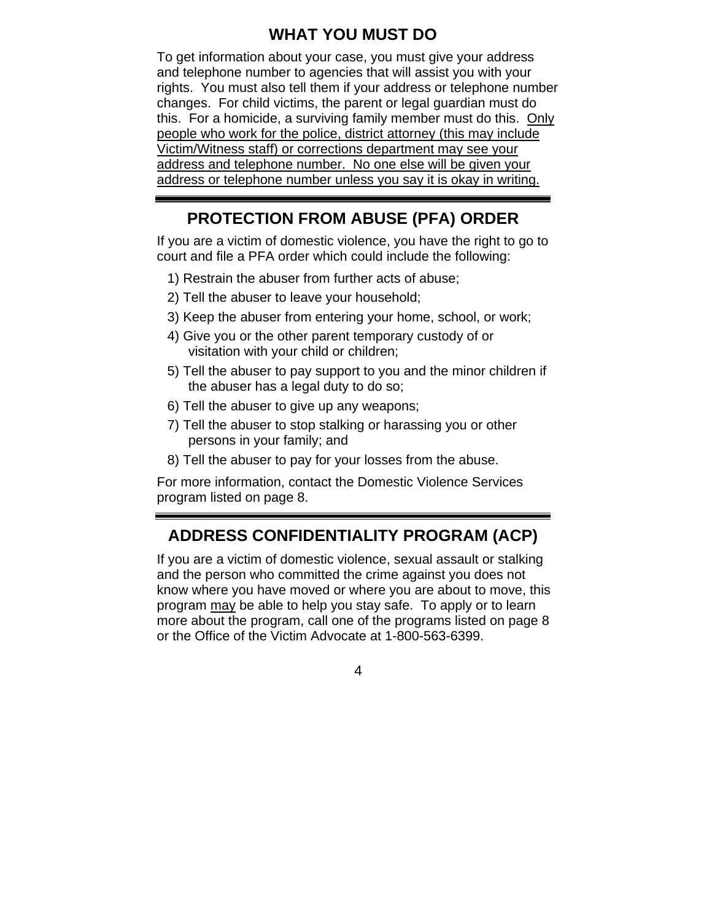## WHAT YOU MUST DO

To get information about your case, you must give your address and telephone number to agencies that will assist you with your rights. You must also tell them if your address or telephone number changes. For child victims, the parent or legal guardian must do this. For a homicide, a surviving family member must do this. <u>Only people who work for the police, district attorney (this may include Victim/Witness staff) or corrections department may see your address and telephone number. No one else will be given your address or telephone number unless you say it is okay in writing.</u>

---

## PROTECTION FROM ABUSE (PFA) ORDER

If you are a victim of domestic violence, you have the right to go to court and file a PFA order which could include the following:

1) Restrain the abuser from further acts of abuse;
2) Tell the abuser to leave your household;
3) Keep the abuser from entering your home, school, or work;
4) Give you or the other parent temporary custody of or visitation with your child or children;
5) Tell the abuser to pay support to you and the minor children if the abuser has a legal duty to do so;
6) Tell the abuser to give up any weapons;
7) Tell the abuser to stop stalking or harassing you or other persons in your family; and
8) Tell the abuser to pay for your losses from the abuse.

For more information, contact the Domestic Violence Services program listed on page 8.

---

## ADDRESS CONFIDENTIALITY PROGRAM (ACP)

If you are a victim of domestic violence, sexual assault or stalking and the person who committed the crime against you does not know where you have moved or where you are about to move, this program <u>may</u> be able to help you stay safe. To apply or to learn more about the program, call one of the programs listed on page 8 or the Office of the Victim Advocate at 1-800-563-6399.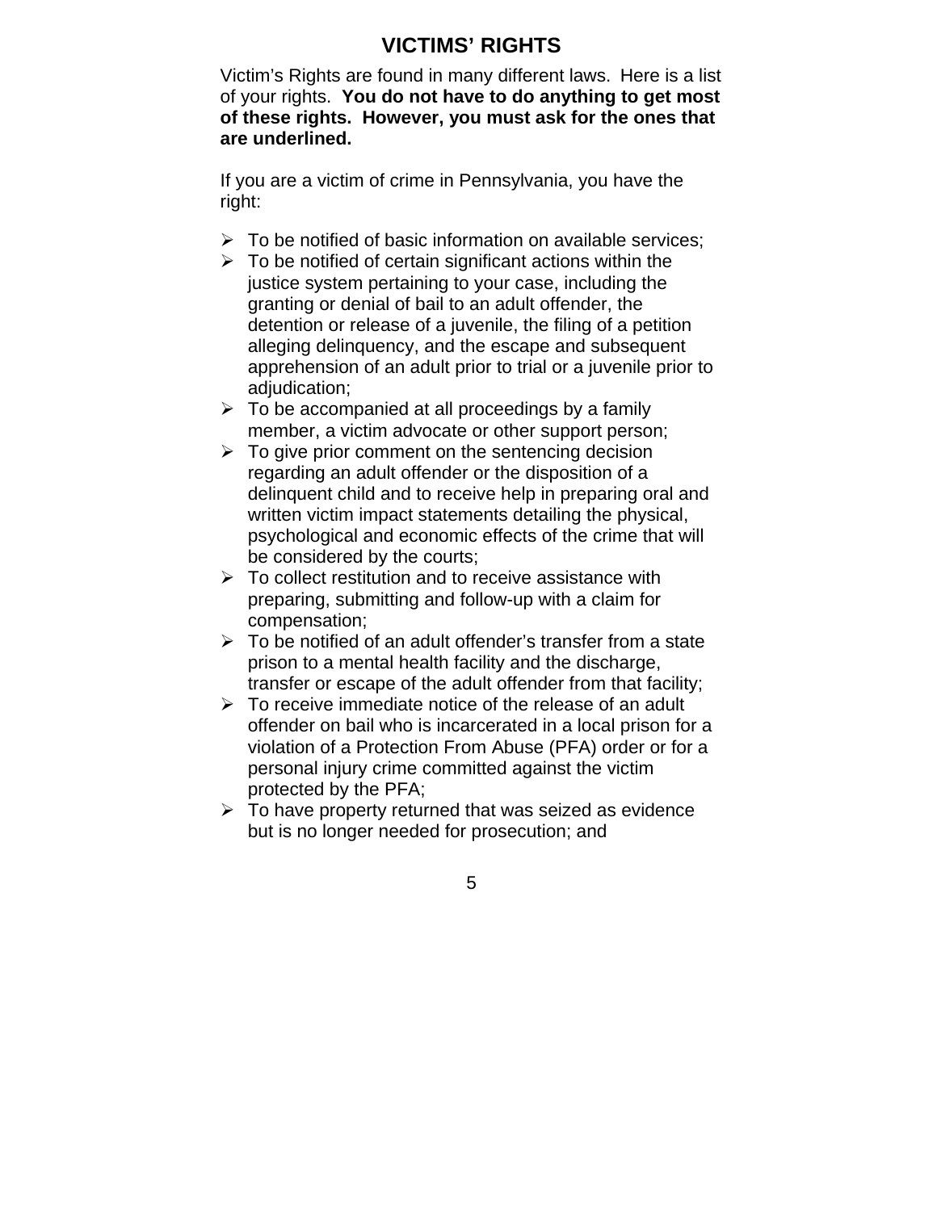# VICTIMS' RIGHTS

Victim's Rights are found in many different laws. Here is a list of your rights. **You do not have to do anything to get most of these rights. However, you must ask for the ones that are underlined.**

If you are a victim of crime in Pennsylvania, you have the right:

- To be notified of basic information on available services;
- To be notified of certain significant actions within the justice system pertaining to your case, including the granting or denial of bail to an adult offender, the detention or release of a juvenile, the filing of a petition alleging delinquency, and the escape and subsequent apprehension of an adult prior to trial or a juvenile prior to adjudication;
- To be accompanied at all proceedings by a family member, a victim advocate or other support person;
- To give prior comment on the sentencing decision regarding an adult offender or the disposition of a delinquent child and to receive help in preparing oral and written victim impact statements detailing the physical, psychological and economic effects of the crime that will be considered by the courts;
- To collect restitution and to receive assistance with preparing, submitting and follow-up with a claim for compensation;
- To be notified of an adult offender's transfer from a state prison to a mental health facility and the discharge, transfer or escape of the adult offender from that facility;
- To receive immediate notice of the release of an adult offender on bail who is incarcerated in a local prison for a violation of a Protection From Abuse (PFA) order or for a personal injury crime committed against the victim protected by the PFA;
- To have property returned that was seized as evidence but is no longer needed for prosecution; and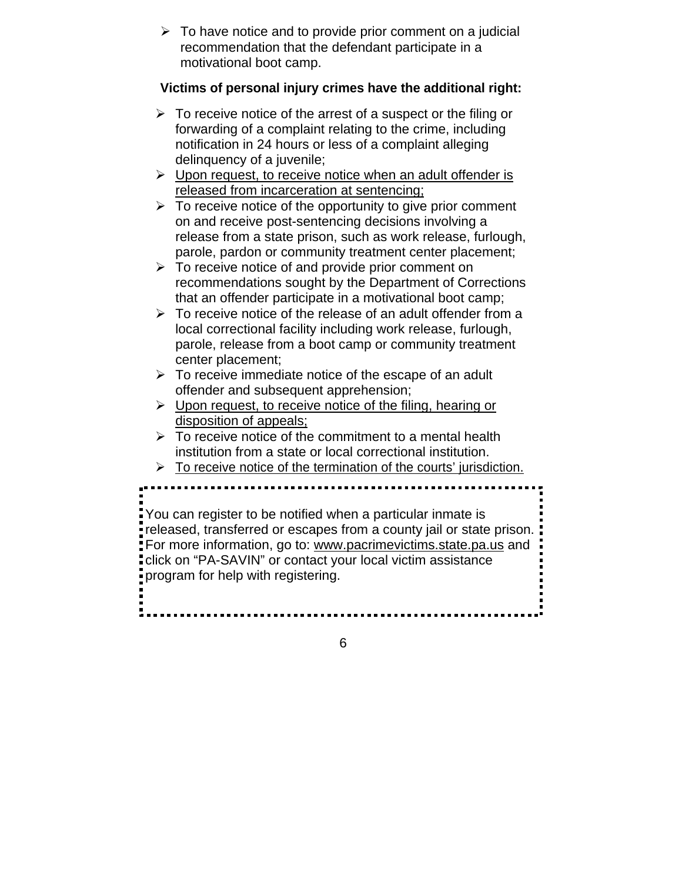- To have notice and to provide prior comment on a judicial recommendation that the defendant participate in a motivational boot camp.

**Victims of personal injury crimes have the additional right:**

- To receive notice of the arrest of a suspect or the filing or forwarding of a complaint relating to the crime, including notification in 24 hours or less of a complaint alleging delinquency of a juvenile;
- <u>Upon request, to receive notice when an adult offender is released from incarceration at sentencing;</u>
- To receive notice of the opportunity to give prior comment on and receive post-sentencing decisions involving a release from a state prison, such as work release, furlough, parole, pardon or community treatment center placement;
- To receive notice of and provide prior comment on recommendations sought by the Department of Corrections that an offender participate in a motivational boot camp;
- To receive notice of the release of an adult offender from a local correctional facility including work release, furlough, parole, release from a boot camp or community treatment center placement;
- To receive immediate notice of the escape of an adult offender and subsequent apprehension;
- <u>Upon request, to receive notice of the filing, hearing or disposition of appeals;</u>
- To receive notice of the commitment to a mental health institution from a state or local correctional institution.
- <u>To receive notice of the termination of the courts' jurisdiction.</u>

---

You can register to be notified when a particular inmate is released, transferred or escapes from a county jail or state prison. For more information, go to: www.pacrimevictims.state.pa.us and click on "PA-SAVIN" or contact your local victim assistance program for help with registering.

---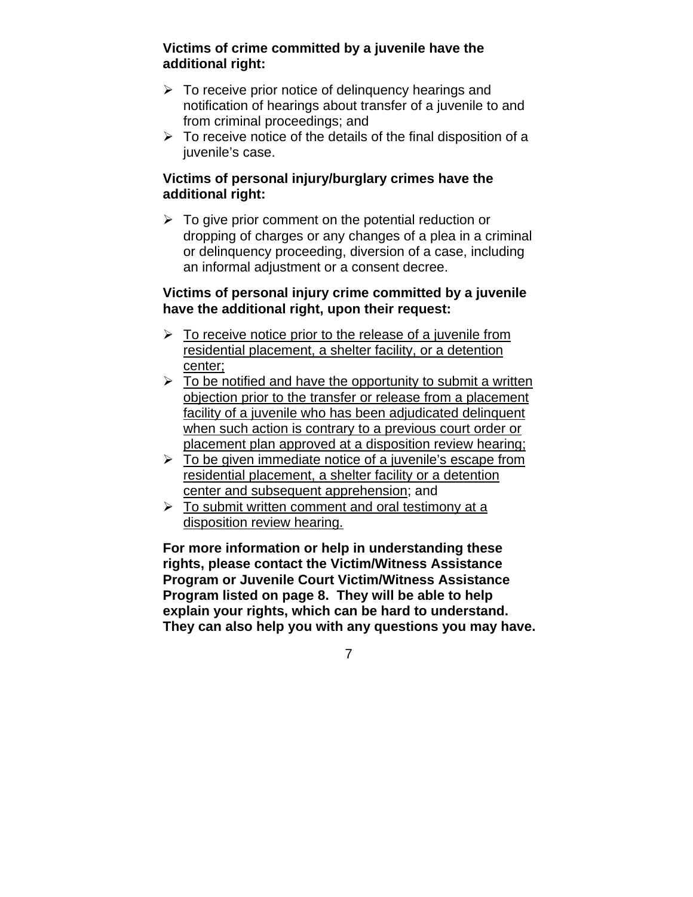**Victims of crime committed by a juvenile have the additional right:**

- To receive prior notice of delinquency hearings and notification of hearings about transfer of a juvenile to and from criminal proceedings; and
- To receive notice of the details of the final disposition of a juvenile's case.

**Victims of personal injury/burglary crimes have the additional right:**

- To give prior comment on the potential reduction or dropping of charges or any changes of a plea in a criminal or delinquency proceeding, diversion of a case, including an informal adjustment or a consent decree.

**Victims of personal injury crime committed by a juvenile have the additional right, upon their request:**

- <u>To receive notice prior to the release of a juvenile from residential placement, a shelter facility, or a detention center;</u>
- <u>To be notified and have the opportunity to submit a written objection prior to the transfer or release from a placement facility of a juvenile who has been adjudicated delinquent when such action is contrary to a previous court order or placement plan approved at a disposition review hearing;</u>
- <u>To be given immediate notice of a juvenile's escape from residential placement, a shelter facility or a detention center and subsequent apprehension</u>; and
- <u>To submit written comment and oral testimony at a disposition review hearing.</u>

**For more information or help in understanding these rights, please contact the Victim/Witness Assistance Program or Juvenile Court Victim/Witness Assistance Program listed on page 8. They will be able to help explain your rights, which can be hard to understand. They can also help you with any questions you may have.**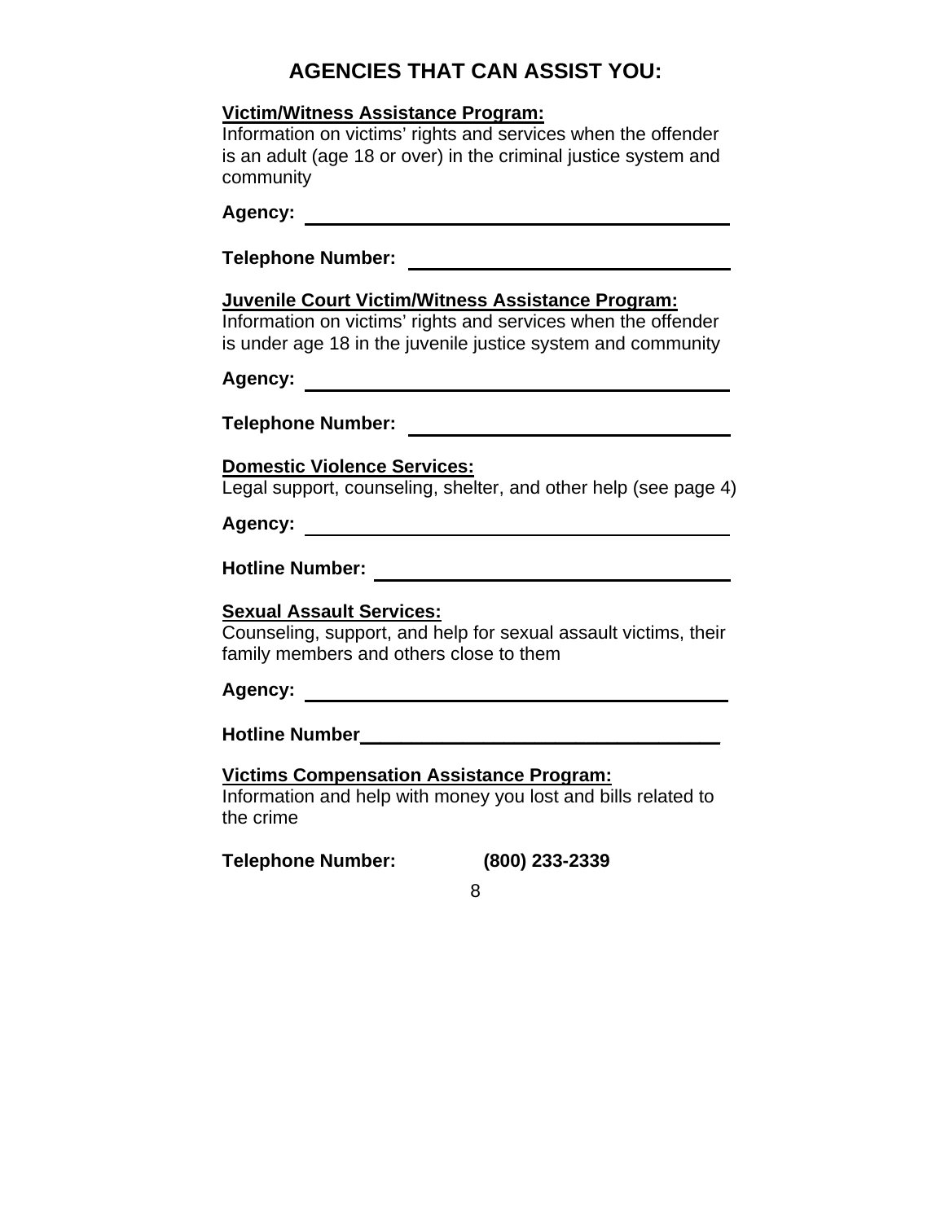# AGENCIES THAT CAN ASSIST YOU:

**Victim/Witness Assistance Program:**

Information on victims' rights and services when the offender is an adult (age 18 or over) in the criminal justice system and community

**Agency:** ______________________________

**Telephone Number:** ______________________________

**Juvenile Court Victim/Witness Assistance Program:**

Information on victims' rights and services when the offender is under age 18 in the juvenile justice system and community

**Agency:** ______________________________

**Telephone Number:** ______________________________

**Domestic Violence Services:**

Legal support, counseling, shelter, and other help (see page 4)

**Agency:** ______________________________

**Hotline Number:** ______________________________

**Sexual Assault Services:**

Counseling, support, and help for sexual assault victims, their family members and others close to them

**Agency:** ______________________________

**Hotline Number**______________________________

**Victims Compensation Assistance Program:**

Information and help with money you lost and bills related to the crime

**Telephone Number:** **(800) 233-2339**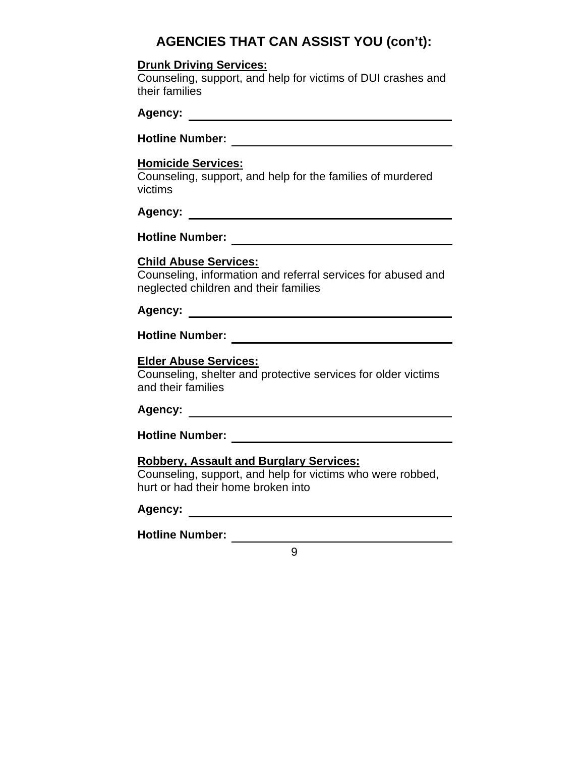## AGENCIES THAT CAN ASSIST YOU (con't):

**Drunk Driving Services:**
Counseling, support, and help for victims of DUI crashes and their families

**Agency:** ______________________________

**Hotline Number:** ______________________________

**Homicide Services:**
Counseling, support, and help for the families of murdered victims

**Agency:** ______________________________

**Hotline Number:** ______________________________

**Child Abuse Services:**
Counseling, information and referral services for abused and neglected children and their families

**Agency:** ______________________________

**Hotline Number:** ______________________________

**Elder Abuse Services:**
Counseling, shelter and protective services for older victims and their families

**Agency:** ______________________________

**Hotline Number:** ______________________________

**Robbery, Assault and Burglary Services:**
Counseling, support, and help for victims who were robbed, hurt or had their home broken into

**Agency:** ______________________________

**Hotline Number:** ______________________________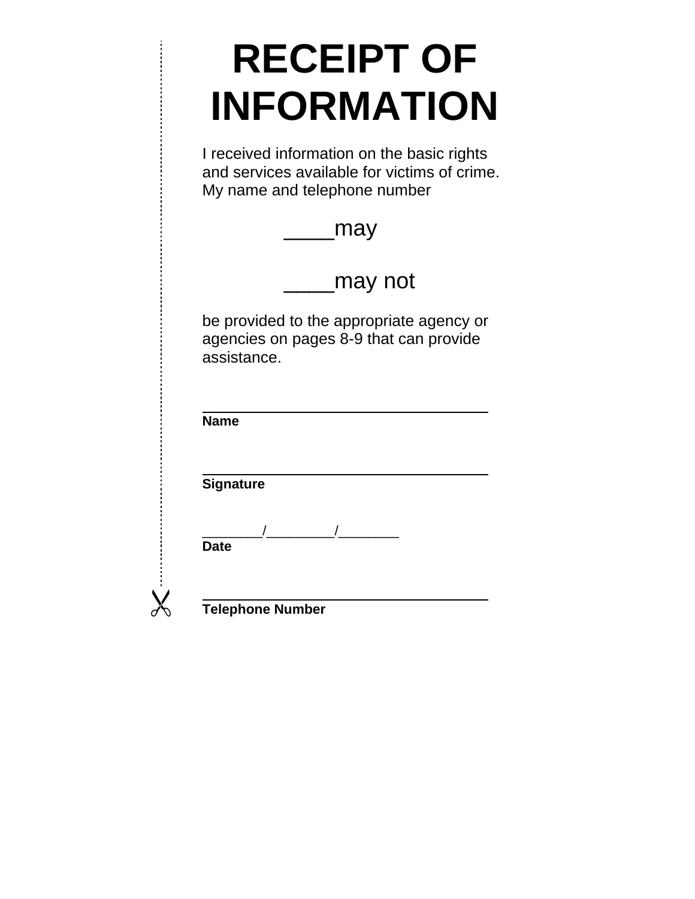# RECEIPT OF INFORMATION

I received information on the basic rights and services available for victims of crime. My name and telephone number

____may

____may not

be provided to the appropriate agency or agencies on pages 8-9 that can provide assistance.

______________________________________
**Name**

______________________________________
**Signature**

________/_________/________
**Date**

______________________________________
**Telephone Number**